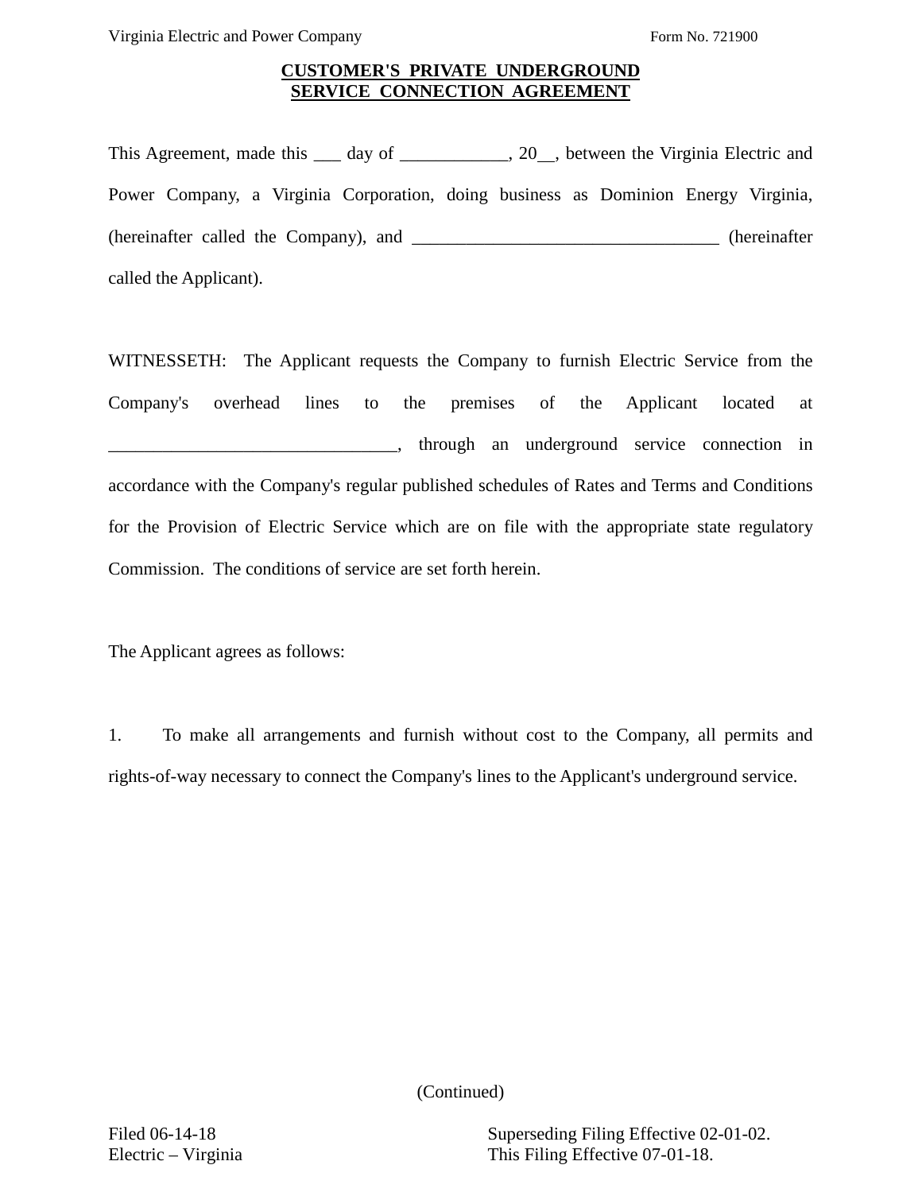# CUSTOMER'S PRIVATE UNDERGROUND SERVICE CONNECTION AGREEMENT

This Agreement, made this ___ day of ____________, 20__, between the Virginia Electric and Power Company, a Virginia Corporation, doing business as Dominion Energy Virginia, (hereinafter called the Company), and __________________________________ (hereinafter called the Applicant).

WITNESSETH: The Applicant requests the Company to furnish Electric Service from the Company's overhead lines to the premises of the Applicant located at ________________________________, through an underground service connection in accordance with the Company's regular published schedules of Rates and Terms and Conditions for the Provision of Electric Service which are on file with the appropriate state regulatory Commission. The conditions of service are set forth herein.

The Applicant agrees as follows:

1. To make all arrangements and furnish without cost to the Company, all permits and rights-of-way necessary to connect the Company's lines to the Applicant's underground service.

(Continued)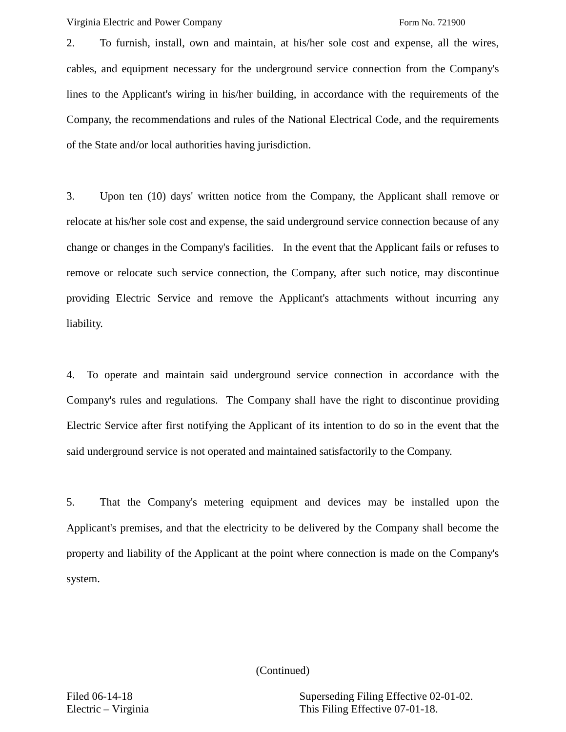2. To furnish, install, own and maintain, at his/her sole cost and expense, all the wires, cables, and equipment necessary for the underground service connection from the Company's lines to the Applicant's wiring in his/her building, in accordance with the requirements of the Company, the recommendations and rules of the National Electrical Code, and the requirements of the State and/or local authorities having jurisdiction.

3. Upon ten (10) days' written notice from the Company, the Applicant shall remove or relocate at his/her sole cost and expense, the said underground service connection because of any change or changes in the Company's facilities. In the event that the Applicant fails or refuses to remove or relocate such service connection, the Company, after such notice, may discontinue providing Electric Service and remove the Applicant's attachments without incurring any liability.

4. To operate and maintain said underground service connection in accordance with the Company's rules and regulations. The Company shall have the right to discontinue providing Electric Service after first notifying the Applicant of its intention to do so in the event that the said underground service is not operated and maintained satisfactorily to the Company.

5. That the Company's metering equipment and devices may be installed upon the Applicant's premises, and that the electricity to be delivered by the Company shall become the property and liability of the Applicant at the point where connection is made on the Company's system.

(Continued)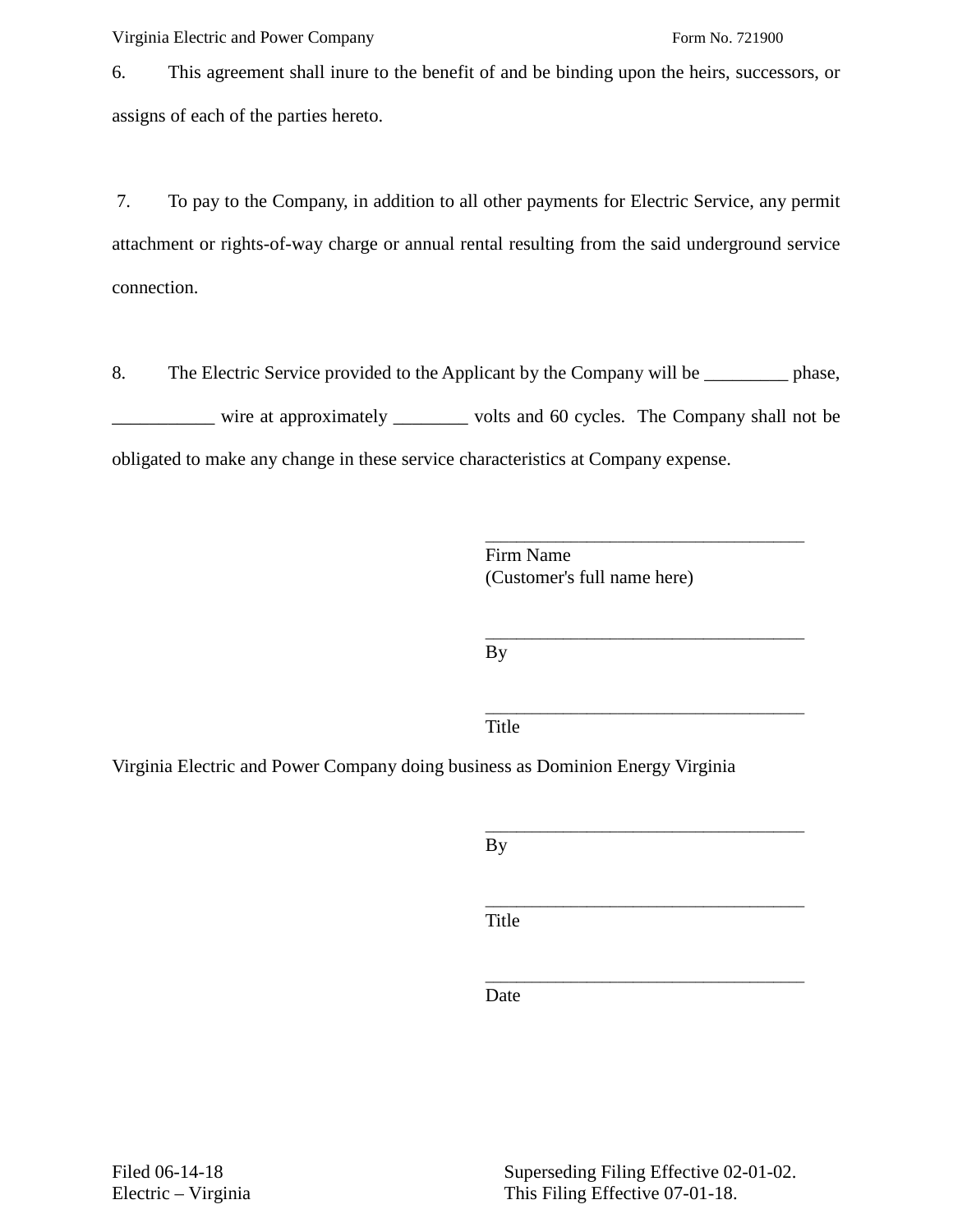6. This agreement shall inure to the benefit of and be binding upon the heirs, successors, or assigns of each of the parties hereto.

7. To pay to the Company, in addition to all other payments for Electric Service, any permit attachment or rights-of-way charge or annual rental resulting from the said underground service connection.

8. The Electric Service provided to the Applicant by the Company will be _________ phase, ___________ wire at approximately ________ volts and 60 cycles. The Company shall not be obligated to make any change in these service characteristics at Company expense.

___________________________________
Firm Name
(Customer's full name here)

___________________________________
By

___________________________________
Title

Virginia Electric and Power Company doing business as Dominion Energy Virginia

___________________________________
By

___________________________________
Title

___________________________________
Date

Filed 06-14-18
Electric – Virginia

Superseding Filing Effective 02-01-02.
This Filing Effective 07-01-18.